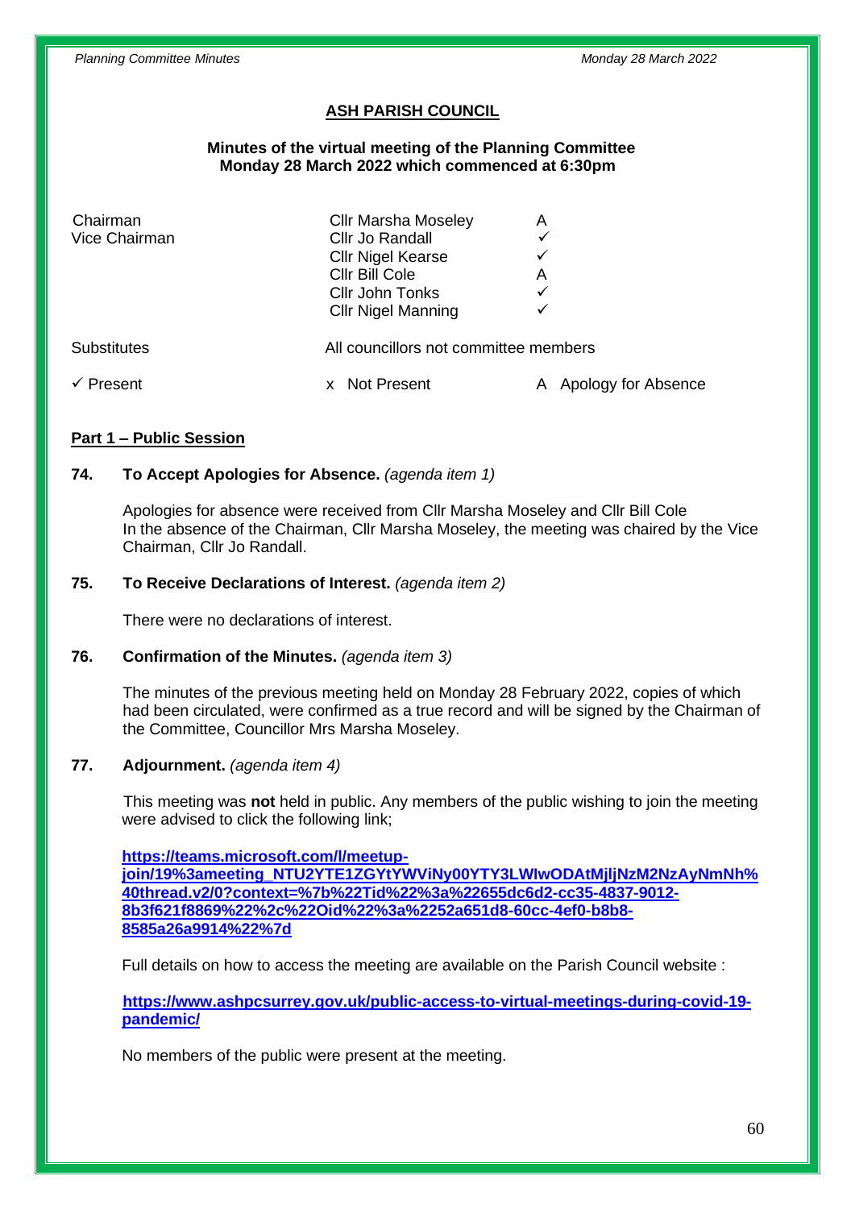# ASH PARISH COUNCIL

**Minutes of the virtual meeting of the Planning Committee**
**Monday 28 March 2022 which commenced at 6:30pm**

| | | |
|---|---|---|
| Chairman | Cllr Marsha Moseley | A |
| Vice Chairman | Cllr Jo Randall | ✓ |
| | Cllr Nigel Kearse | ✓ |
| | Cllr Bill Cole | A |
| | Cllr John Tonks | ✓ |
| | Cllr Nigel Manning | ✓ |
| Substitutes | All councillors not committee members | |
| ✓ Present | x Not Present | A Apology for Absence |

## Part 1 – Public Session

**74. To Accept Apologies for Absence.** *(agenda item 1)*

Apologies for absence were received from Cllr Marsha Moseley and Cllr Bill Cole
In the absence of the Chairman, Cllr Marsha Moseley, the meeting was chaired by the Vice Chairman, Cllr Jo Randall.

**75. To Receive Declarations of Interest.** *(agenda item 2)*

There were no declarations of interest.

**76. Confirmation of the Minutes.** *(agenda item 3)*

The minutes of the previous meeting held on Monday 28 February 2022, copies of which had been circulated, were confirmed as a true record and will be signed by the Chairman of the Committee, Councillor Mrs Marsha Moseley.

**77. Adjournment.** *(agenda item 4)*

This meeting was **not** held in public. Any members of the public wishing to join the meeting were advised to click the following link;

**https://teams.microsoft.com/l/meetup-join/19%3ameeting_NTU2YTE1ZGYtYWViNy00YTY3LWIwODAtMjljNzM2NzAyNmNh%40thread.v2/0?context=%7b%22Tid%22%3a%22655dc6d2-cc35-4837-9012-8b3f621f8869%22%2c%22Oid%22%3a%2252a651d8-60cc-4ef0-b8b8-8585a26a9914%22%7d**

Full details on how to access the meeting are available on the Parish Council website :

**https://www.ashpcsurrey.gov.uk/public-access-to-virtual-meetings-during-covid-19-pandemic/**

No members of the public were present at the meeting.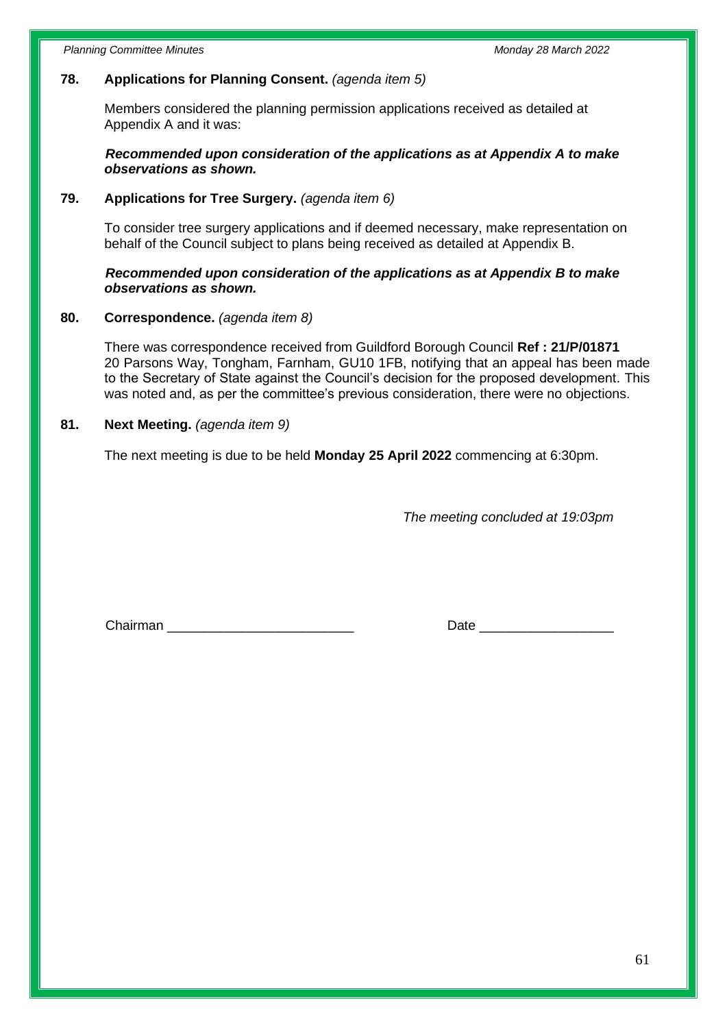**78. Applications for Planning Consent.** *(agenda item 5)*

Members considered the planning permission applications received as detailed at Appendix A and it was:

***Recommended upon consideration of the applications as at Appendix A to make observations as shown.***

**79. Applications for Tree Surgery.** *(agenda item 6)*

To consider tree surgery applications and if deemed necessary, make representation on behalf of the Council subject to plans being received as detailed at Appendix B.

***Recommended upon consideration of the applications as at Appendix B to make observations as shown.***

**80. Correspondence.** *(agenda item 8)*

There was correspondence received from Guildford Borough Council **Ref : 21/P/01871** 20 Parsons Way, Tongham, Farnham, GU10 1FB, notifying that an appeal has been made to the Secretary of State against the Council's decision for the proposed development. This was noted and, as per the committee's previous consideration, there were no objections.

**81. Next Meeting.** *(agenda item 9)*

The next meeting is due to be held **Monday 25 April 2022** commencing at 6:30pm.

*The meeting concluded at 19:03pm*

Chairman \_\_\_\_\_\_\_\_\_\_\_\_\_\_\_\_\_\_\_\_\_\_\_\_\_ Date \_\_\_\_\_\_\_\_\_\_\_\_\_\_\_\_\_\_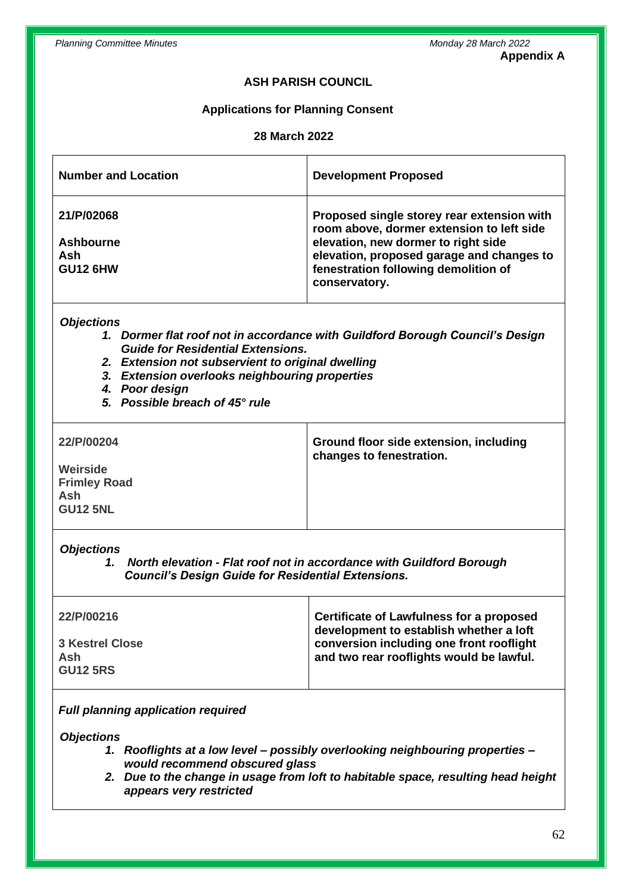**Appendix A**

**ASH PARISH COUNCIL**

**Applications for Planning Consent**

**28 March 2022**

| Number and Location | Development Proposed |
|---|---|
| **21/P/02068**<br><br>**Ashbourne**<br>**Ash**<br>**GU12 6HW** | **Proposed single storey rear extension with room above, dormer extension to left side elevation, new dormer to right side elevation, proposed garage and changes to fenestration following demolition of conservatory.** |

***Objections***

1. ***Dormer flat roof not in accordance with Guildford Borough Council's Design Guide for Residential Extensions.***
2. ***Extension not subservient to original dwelling***
3. ***Extension overlooks neighbouring properties***
4. ***Poor design***
5. ***Possible breach of 45° rule***

| Number and Location | Development Proposed |
|---|---|
| **22/P/00204**<br><br>**Weirside**<br>**Frimley Road**<br>**Ash**<br>**GU12 5NL** | **Ground floor side extension, including changes to fenestration.** |

***Objections***

1. ***North elevation - Flat roof not in accordance with Guildford Borough Council's Design Guide for Residential Extensions.***

| Number and Location | Development Proposed |
|---|---|
| **22/P/00216**<br><br>**3 Kestrel Close**<br>**Ash**<br>**GU12 5RS** | **Certificate of Lawfulness for a proposed development to establish whether a loft conversion including one front rooflight and two rear rooflights would be lawful.** |

***Full planning application required***

***Objections***

1. ***Rooflights at a low level – possibly overlooking neighbouring properties – would recommend obscured glass***
2. ***Due to the change in usage from loft to habitable space, resulting head height appears very restricted***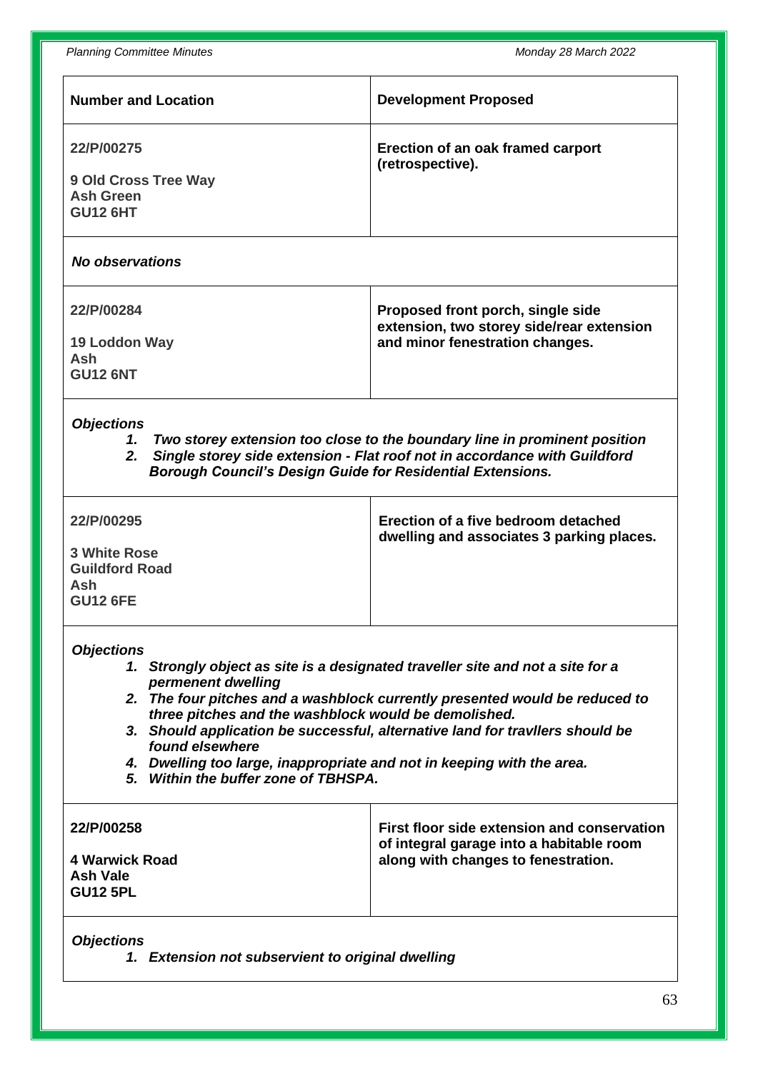| Number and Location | Development Proposed |
|---|---|
| **22/P/00275**<br><br>**9 Old Cross Tree Way**<br>**Ash Green**<br>**GU12 6HT** | **Erection of an oak framed carport (retrospective).** |
| ***No observations*** | |
| **22/P/00284**<br><br>**19 Loddon Way**<br>**Ash**<br>**GU12 6NT** | **Proposed front porch, single side extension, two storey side/rear extension and minor fenestration changes.** |
| ***Objections***<br>***1. Two storey extension too close to the boundary line in prominent position***<br>***2. Single storey side extension - Flat roof not in accordance with Guildford Borough Council's Design Guide for Residential Extensions.*** | |
| **22/P/00295**<br><br>**3 White Rose**<br>**Guildford Road**<br>**Ash**<br>**GU12 6FE** | **Erection of a five bedroom detached dwelling and associates 3 parking places.** |
| ***Objections***<br>***1. Strongly object as site is a designated traveller site and not a site for a permenent dwelling***<br>***2. The four pitches and a washblock currently presented would be reduced to three pitches and the washblock would be demolished.***<br>***3. Should application be successful, alternative land for travllers should be found elsewhere***<br>***4. Dwelling too large, inappropriate and not in keeping with the area.***<br>***5. Within the buffer zone of TBHSPA.*** | |
| **22/P/00258**<br><br>**4 Warwick Road**<br>**Ash Vale**<br>**GU12 5PL** | **First floor side extension and conservation of integral garage into a habitable room along with changes to fenestration.** |
| ***Objections***<br>***1. Extension not subservient to original dwelling*** | |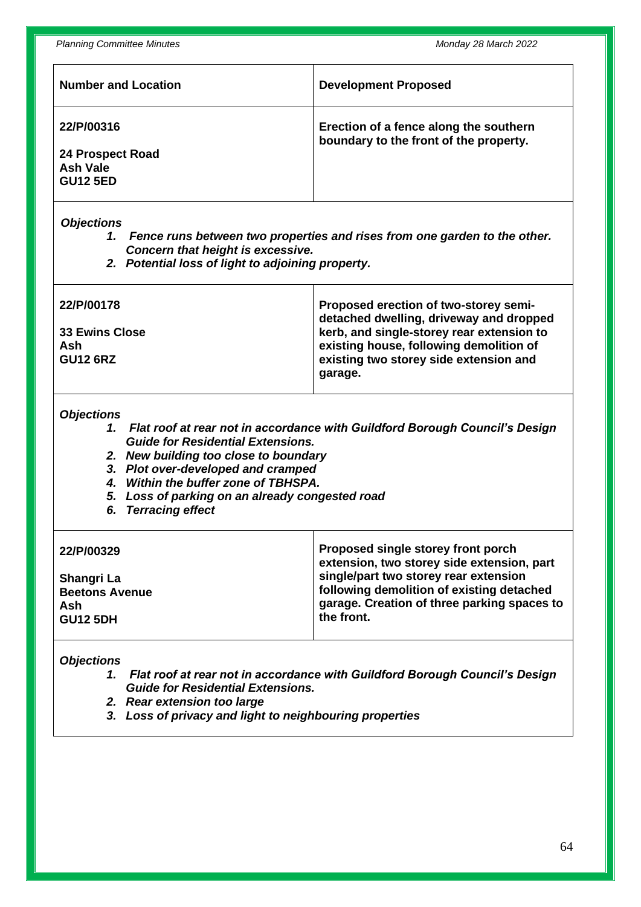| Number and Location | Development Proposed |
|---|---|
| **22/P/00316**<br><br>**24 Prospect Road**<br>**Ash Vale**<br>**GU12 5ED** | **Erection of a fence along the southern boundary to the front of the property.** |

***Objections***

1. ***Fence runs between two properties and rises from one garden to the other. Concern that height is excessive.***
2. ***Potential loss of light to adjoining property.***

| Number and Location | Development Proposed |
|---|---|
| **22/P/00178**<br><br>**33 Ewins Close**<br>**Ash**<br>**GU12 6RZ** | **Proposed erection of two-storey semi-detached dwelling, driveway and dropped kerb, and single-storey rear extension to existing house, following demolition of existing two storey side extension and garage.** |

***Objections***

1. ***Flat roof at rear not in accordance with Guildford Borough Council's Design Guide for Residential Extensions.***
2. ***New building too close to boundary***
3. ***Plot over-developed and cramped***
4. ***Within the buffer zone of TBHSPA.***
5. ***Loss of parking on an already congested road***
6. ***Terracing effect***

| Number and Location | Development Proposed |
|---|---|
| **22/P/00329**<br><br>**Shangri La**<br>**Beetons Avenue**<br>**Ash**<br>**GU12 5DH** | **Proposed single storey front porch extension, two storey side extension, part single/part two storey rear extension following demolition of existing detached garage. Creation of three parking spaces to the front.** |

***Objections***

1. ***Flat roof at rear not in accordance with Guildford Borough Council's Design Guide for Residential Extensions.***
2. ***Rear extension too large***
3. ***Loss of privacy and light to neighbouring properties***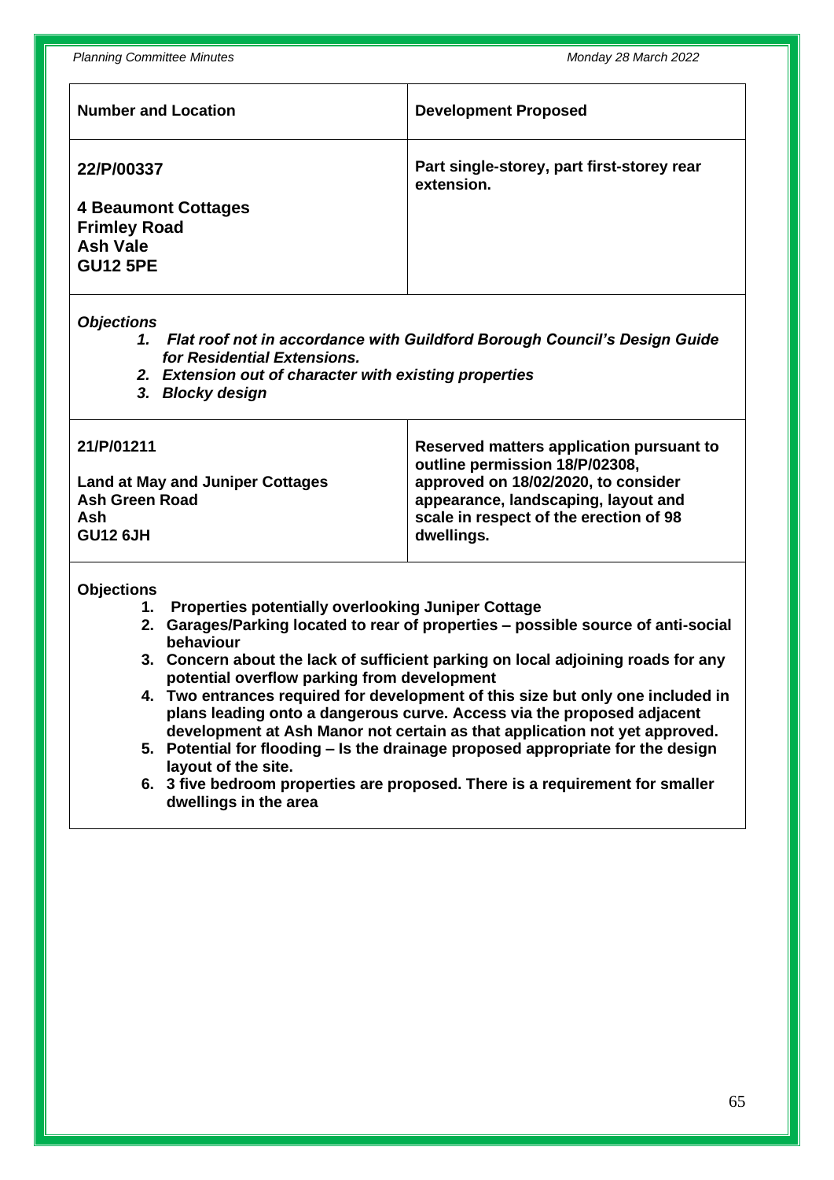| Number and Location | Development Proposed |
|---|---|
| **22/P/00337**<br><br>**4 Beaumont Cottages**<br>**Frimley Road**<br>**Ash Vale**<br>**GU12 5PE** | **Part single-storey, part first-storey rear extension.** |
| ***Objections***<br>***1. Flat roof not in accordance with Guildford Borough Council's Design Guide for Residential Extensions.***<br>***2. Extension out of character with existing properties***<br>***3. Blocky design*** | |
| **21/P/01211**<br><br>**Land at May and Juniper Cottages**<br>**Ash Green Road**<br>**Ash**<br>**GU12 6JH** | **Reserved matters application pursuant to outline permission 18/P/02308, approved on 18/02/2020, to consider appearance, landscaping, layout and scale in respect of the erection of 98 dwellings.** |
| **Objections**<br>**1. Properties potentially overlooking Juniper Cottage**<br>**2. Garages/Parking located to rear of properties – possible source of anti-social behaviour**<br>**3. Concern about the lack of sufficient parking on local adjoining roads for any potential overflow parking from development**<br>**4. Two entrances required for development of this size but only one included in plans leading onto a dangerous curve. Access via the proposed adjacent development at Ash Manor not certain as that application not yet approved.**<br>**5. Potential for flooding – Is the drainage proposed appropriate for the design layout of the site.**<br>**6. 3 five bedroom properties are proposed. There is a requirement for smaller dwellings in the area** | |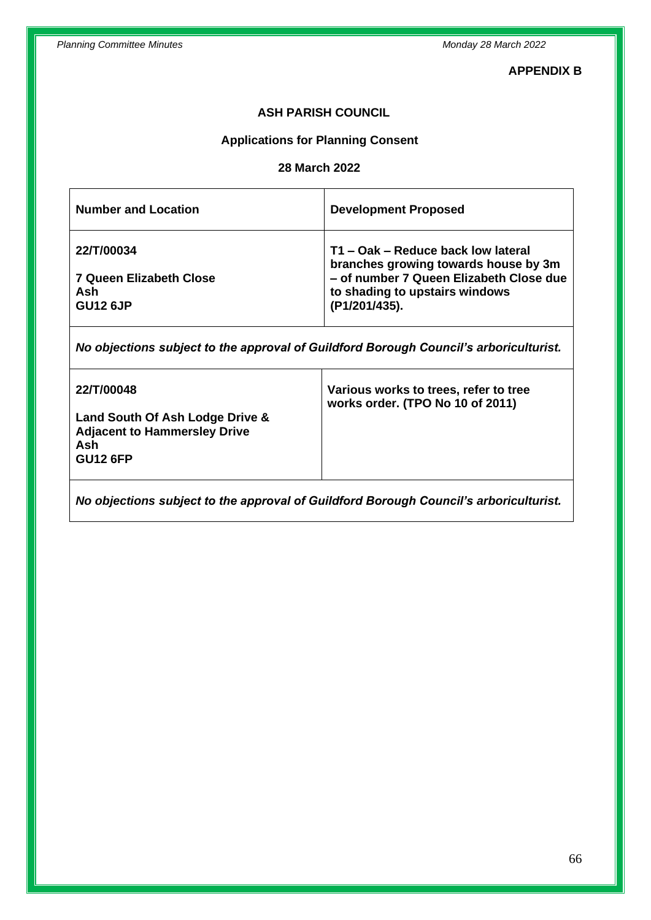**APPENDIX B**

## ASH PARISH COUNCIL

### Applications for Planning Consent

**28 March 2022**

| **Number and Location** | **Development Proposed** |
| --- | --- |
| **22/T/00034**<br><br>**7 Queen Elizabeth Close**<br>**Ash**<br>**GU12 6JP** | **T1 – Oak – Reduce back low lateral branches growing towards house by 3m – of number 7 Queen Elizabeth Close due to shading to upstairs windows (P1/201/435).** |
| ***No objections subject to the approval of Guildford Borough Council's arboriculturist.*** | |
| **22/T/00048**<br><br>**Land South Of Ash Lodge Drive &**<br>**Adjacent to Hammersley Drive**<br>**Ash**<br>**GU12 6FP** | **Various works to trees, refer to tree works order. (TPO No 10 of 2011)** |
| ***No objections subject to the approval of Guildford Borough Council's arboriculturist.*** | |